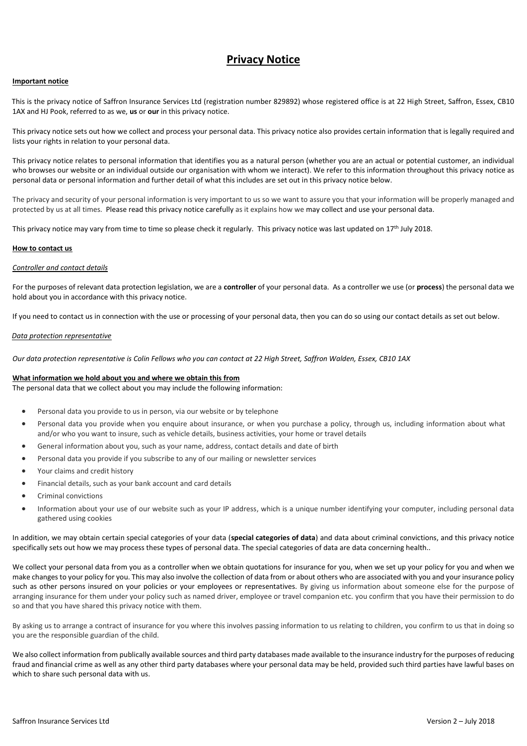# Privacy Notice

**Important notice**

This is the privacy notice of Saffron Insurance Services Ltd (registration number 829892) whose registered office is at 22 High Street, Saffron, Essex, CB10 1AX and HJ Pook, referred to as we, **us** or **our** in this privacy notice.

This privacy notice sets out how we collect and process your personal data. This privacy notice also provides certain information that is legally required and lists your rights in relation to your personal data.

This privacy notice relates to personal information that identifies you as a natural person (whether you are an actual or potential customer, an individual who browses our website or an individual outside our organisation with whom we interact). We refer to this information throughout this privacy notice as personal data or personal information and further detail of what this includes are set out in this privacy notice below.

The privacy and security of your personal information is very important to us so we want to assure you that your information will be properly managed and protected by us at all times. Please read this privacy notice carefully as it explains how we may collect and use your personal data.

This privacy notice may vary from time to time so please check it regularly. This privacy notice was last updated on 17th July 2018.

**How to contact us**

*Controller and contact details*

For the purposes of relevant data protection legislation, we are a **controller** of your personal data. As a controller we use (or **process**) the personal data we hold about you in accordance with this privacy notice.

If you need to contact us in connection with the use or processing of your personal data, then you can do so using our contact details as set out below.

*Data protection representative*

*Our data protection representative is Colin Fellows who you can contact at 22 High Street, Saffron Walden, Essex, CB10 1AX*

**What information we hold about you and where we obtain this from**

The personal data that we collect about you may include the following information:

- Personal data you provide to us in person, via our website or by telephone
- Personal data you provide when you enquire about insurance, or when you purchase a policy, through us, including information about what and/or who you want to insure, such as vehicle details, business activities, your home or travel details
- General information about you, such as your name, address, contact details and date of birth
- Personal data you provide if you subscribe to any of our mailing or newsletter services
- Your claims and credit history
- Financial details, such as your bank account and card details
- Criminal convictions
- Information about your use of our website such as your IP address, which is a unique number identifying your computer, including personal data gathered using cookies

In addition, we may obtain certain special categories of your data (**special categories of data**) and data about criminal convictions, and this privacy notice specifically sets out how we may process these types of personal data. The special categories of data are data concerning health..

We collect your personal data from you as a controller when we obtain quotations for insurance for you, when we set up your policy for you and when we make changes to your policy for you. This may also involve the collection of data from or about others who are associated with you and your insurance policy such as other persons insured on your policies or your employees or representatives. By giving us information about someone else for the purpose of arranging insurance for them under your policy such as named driver, employee or travel companion etc. you confirm that you have their permission to do so and that you have shared this privacy notice with them.

By asking us to arrange a contract of insurance for you where this involves passing information to us relating to children, you confirm to us that in doing so you are the responsible guardian of the child.

We also collect information from publically available sources and third party databases made available to the insurance industry for the purposes of reducing fraud and financial crime as well as any other third party databases where your personal data may be held, provided such third parties have lawful bases on which to share such personal data with us.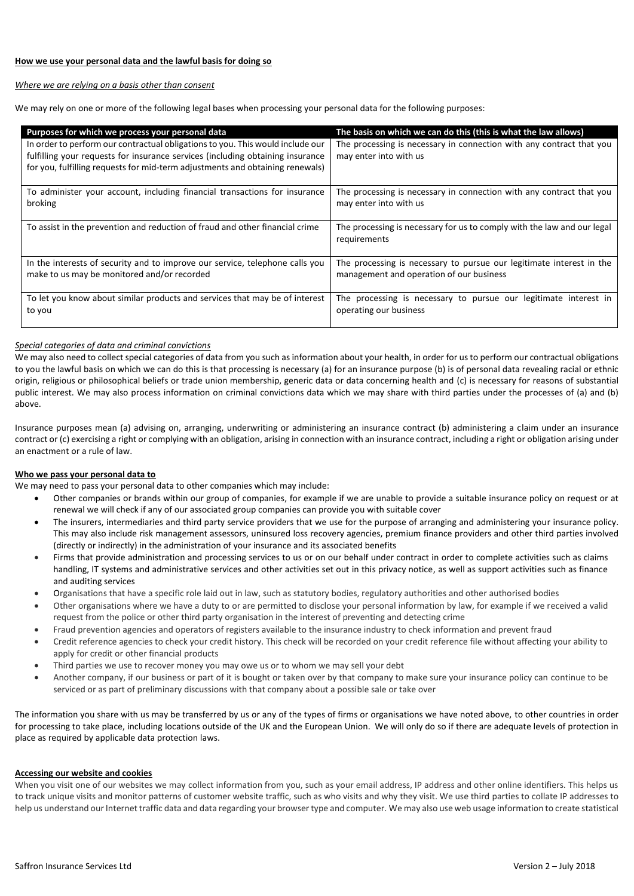**How we use your personal data and the lawful basis for doing so**

*Where we are relying on a basis other than consent*

We may rely on one or more of the following legal bases when processing your personal data for the following purposes:

| Purposes for which we process your personal data | The basis on which we can do this (this is what the law allows) |
|---|---|
| In order to perform our contractual obligations to you. This would include our fulfilling your requests for insurance services (including obtaining insurance for you, fulfilling requests for mid-term adjustments and obtaining renewals) | The processing is necessary in connection with any contract that you may enter into with us |
| To administer your account, including financial transactions for insurance broking | The processing is necessary in connection with any contract that you may enter into with us |
| To assist in the prevention and reduction of fraud and other financial crime | The processing is necessary for us to comply with the law and our legal requirements |
| In the interests of security and to improve our service, telephone calls you make to us may be monitored and/or recorded | The processing is necessary to pursue our legitimate interest in the management and operation of our business |
| To let you know about similar products and services that may be of interest to you | The processing is necessary to pursue our legitimate interest in operating our business |

*Special categories of data and criminal convictions*

We may also need to collect special categories of data from you such as information about your health, in order for us to perform our contractual obligations to you the lawful basis on which we can do this is that processing is necessary (a) for an insurance purpose (b) is of personal data revealing racial or ethnic origin, religious or philosophical beliefs or trade union membership, generic data or data concerning health and (c) is necessary for reasons of substantial public interest. We may also process information on criminal convictions data which we may share with third parties under the processes of (a) and (b) above.

Insurance purposes mean (a) advising on, arranging, underwriting or administering an insurance contract (b) administering a claim under an insurance contract or (c) exercising a right or complying with an obligation, arising in connection with an insurance contract, including a right or obligation arising under an enactment or a rule of law.

**Who we pass your personal data to**

We may need to pass your personal data to other companies which may include:

- Other companies or brands within our group of companies, for example if we are unable to provide a suitable insurance policy on request or at renewal we will check if any of our associated group companies can provide you with suitable cover
- The insurers, intermediaries and third party service providers that we use for the purpose of arranging and administering your insurance policy. This may also include risk management assessors, uninsured loss recovery agencies, premium finance providers and other third parties involved (directly or indirectly) in the administration of your insurance and its associated benefits
- Firms that provide administration and processing services to us or on our behalf under contract in order to complete activities such as claims handling, IT systems and administrative services and other activities set out in this privacy notice, as well as support activities such as finance and auditing services
- Organisations that have a specific role laid out in law, such as statutory bodies, regulatory authorities and other authorised bodies
- Other organisations where we have a duty to or are permitted to disclose your personal information by law, for example if we received a valid request from the police or other third party organisation in the interest of preventing and detecting crime
- Fraud prevention agencies and operators of registers available to the insurance industry to check information and prevent fraud
- Credit reference agencies to check your credit history. This check will be recorded on your credit reference file without affecting your ability to apply for credit or other financial products
- Third parties we use to recover money you may owe us or to whom we may sell your debt
- Another company, if our business or part of it is bought or taken over by that company to make sure your insurance policy can continue to be serviced or as part of preliminary discussions with that company about a possible sale or take over

The information you share with us may be transferred by us or any of the types of firms or organisations we have noted above, to other countries in order for processing to take place, including locations outside of the UK and the European Union. We will only do so if there are adequate levels of protection in place as required by applicable data protection laws.

**Accessing our website and cookies**

When you visit one of our websites we may collect information from you, such as your email address, IP address and other online identifiers. This helps us to track unique visits and monitor patterns of customer website traffic, such as who visits and why they visit. We use third parties to collate IP addresses to help us understand our Internet traffic data and data regarding your browser type and computer. We may also use web usage information to create statistical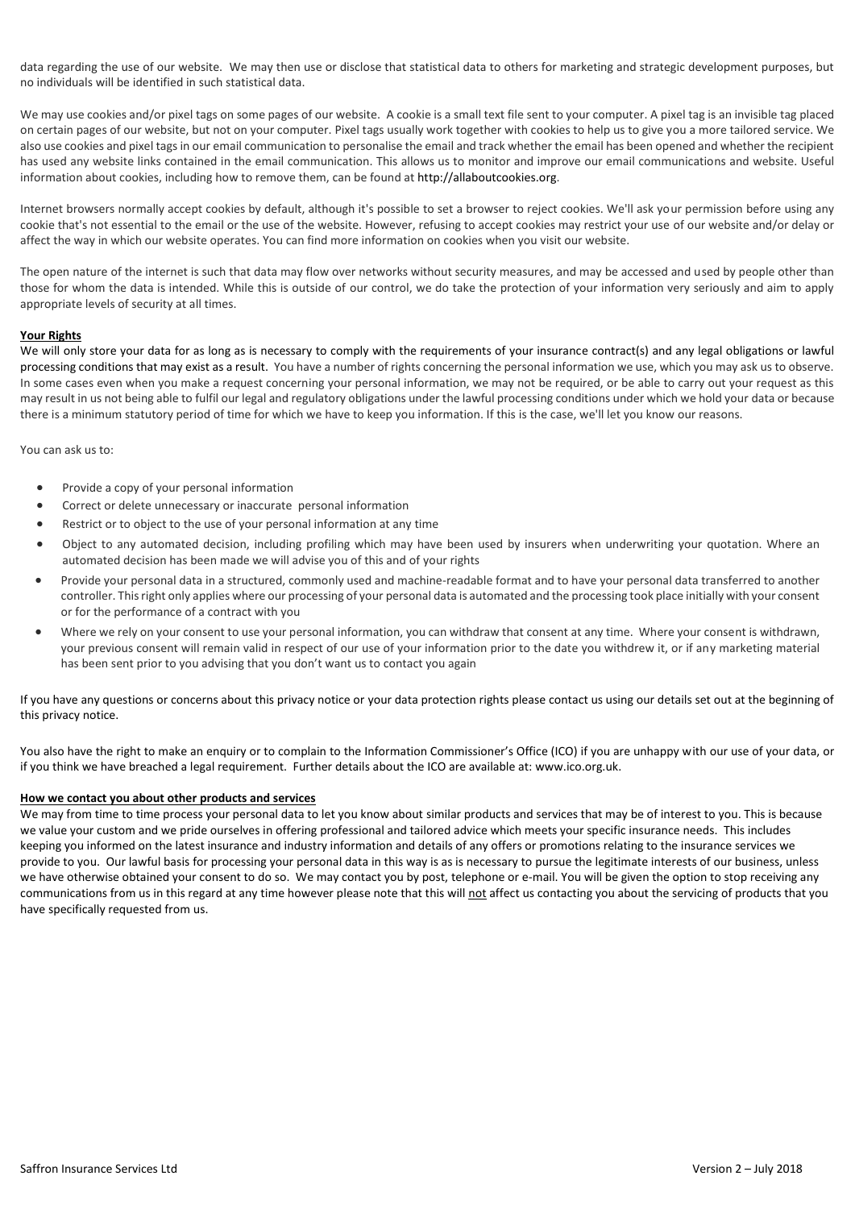data regarding the use of our website. We may then use or disclose that statistical data to others for marketing and strategic development purposes, but no individuals will be identified in such statistical data.

We may use cookies and/or pixel tags on some pages of our website. A cookie is a small text file sent to your computer. A pixel tag is an invisible tag placed on certain pages of our website, but not on your computer. Pixel tags usually work together with cookies to help us to give you a more tailored service. We also use cookies and pixel tags in our email communication to personalise the email and track whether the email has been opened and whether the recipient has used any website links contained in the email communication. This allows us to monitor and improve our email communications and website. Useful information about cookies, including how to remove them, can be found at http://allaboutcookies.org.

Internet browsers normally accept cookies by default, although it's possible to set a browser to reject cookies. We'll ask your permission before using any cookie that's not essential to the email or the use of the website. However, refusing to accept cookies may restrict your use of our website and/or delay or affect the way in which our website operates. You can find more information on cookies when you visit our website.

The open nature of the internet is such that data may flow over networks without security measures, and may be accessed and used by people other than those for whom the data is intended. While this is outside of our control, we do take the protection of your information very seriously and aim to apply appropriate levels of security at all times.

**Your Rights**

We will only store your data for as long as is necessary to comply with the requirements of your insurance contract(s) and any legal obligations or lawful processing conditions that may exist as a result. You have a number of rights concerning the personal information we use, which you may ask us to observe. In some cases even when you make a request concerning your personal information, we may not be required, or be able to carry out your request as this may result in us not being able to fulfil our legal and regulatory obligations under the lawful processing conditions under which we hold your data or because there is a minimum statutory period of time for which we have to keep you information. If this is the case, we'll let you know our reasons.

You can ask us to:

- Provide a copy of your personal information
- Correct or delete unnecessary or inaccurate personal information
- Restrict or to object to the use of your personal information at any time
- Object to any automated decision, including profiling which may have been used by insurers when underwriting your quotation. Where an automated decision has been made we will advise you of this and of your rights
- Provide your personal data in a structured, commonly used and machine-readable format and to have your personal data transferred to another controller. This right only applies where our processing of your personal data is automated and the processing took place initially with your consent or for the performance of a contract with you
- Where we rely on your consent to use your personal information, you can withdraw that consent at any time. Where your consent is withdrawn, your previous consent will remain valid in respect of our use of your information prior to the date you withdrew it, or if any marketing material has been sent prior to you advising that you don't want us to contact you again

If you have any questions or concerns about this privacy notice or your data protection rights please contact us using our details set out at the beginning of this privacy notice.

You also have the right to make an enquiry or to complain to the Information Commissioner's Office (ICO) if you are unhappy with our use of your data, or if you think we have breached a legal requirement. Further details about the ICO are available at: www.ico.org.uk.

**How we contact you about other products and services**

We may from time to time process your personal data to let you know about similar products and services that may be of interest to you. This is because we value your custom and we pride ourselves in offering professional and tailored advice which meets your specific insurance needs. This includes keeping you informed on the latest insurance and industry information and details of any offers or promotions relating to the insurance services we provide to you. Our lawful basis for processing your personal data in this way is as is necessary to pursue the legitimate interests of our business, unless we have otherwise obtained your consent to do so. We may contact you by post, telephone or e-mail. You will be given the option to stop receiving any communications from us in this regard at any time however please note that this will not affect us contacting you about the servicing of products that you have specifically requested from us.

Saffron Insurance Services Ltd

Version 2 – July 2018